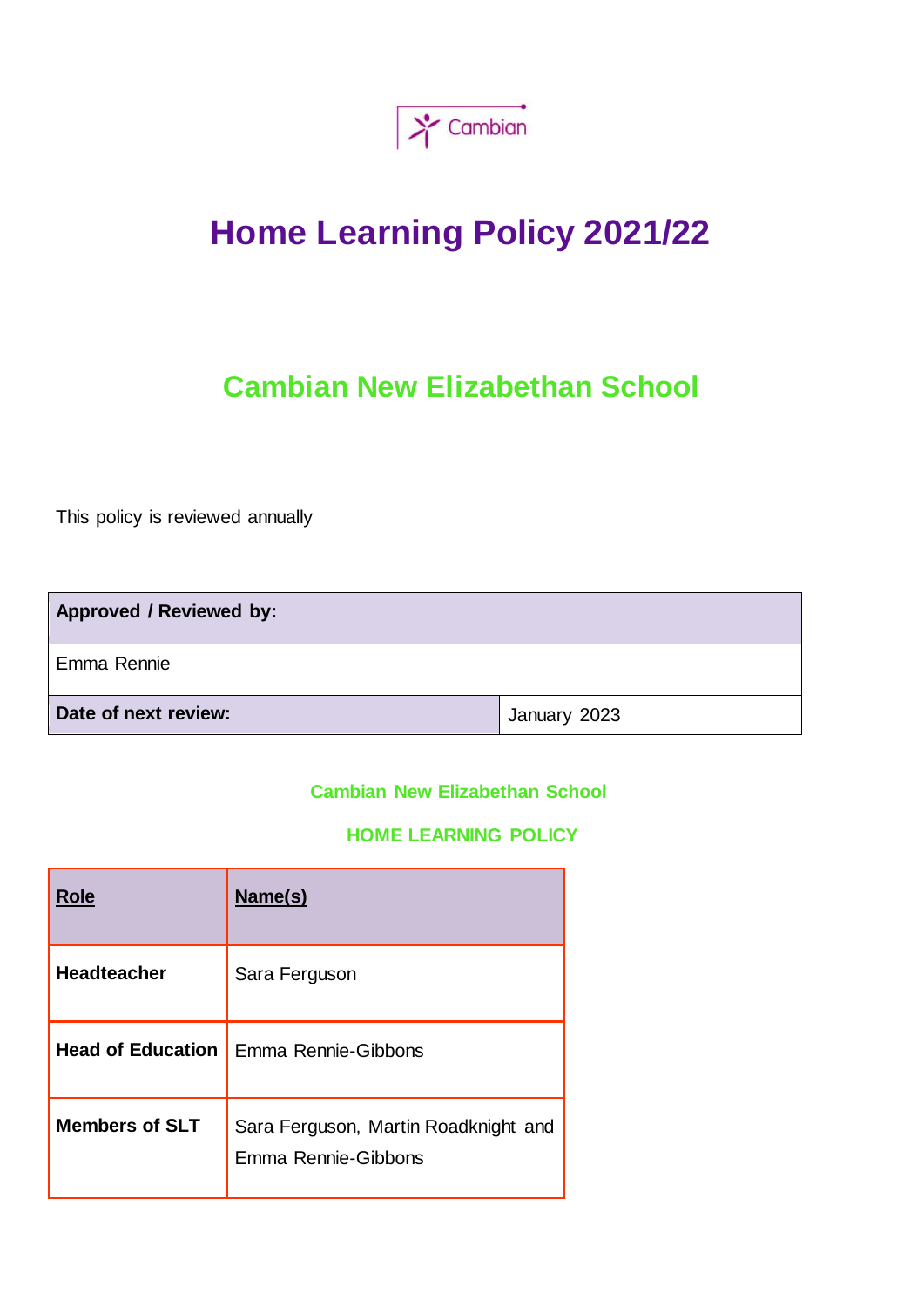Cambian

# Home Learning Policy 2021/22

## Cambian New Elizabethan School

This policy is reviewed annually

| Approved / Reviewed by: | |
|---|---|
| Emma Rennie | |
| **Date of next review:** | January 2023 |

**Cambian New Elizabethan School**

**HOME LEARNING POLICY**

| Role | Name(s) |
|---|---|
| **Headteacher** | Sara Ferguson |
| **Head of Education** | Emma Rennie-Gibbons |
| **Members of SLT** | Sara Ferguson, Martin Roadknight and Emma Rennie-Gibbons |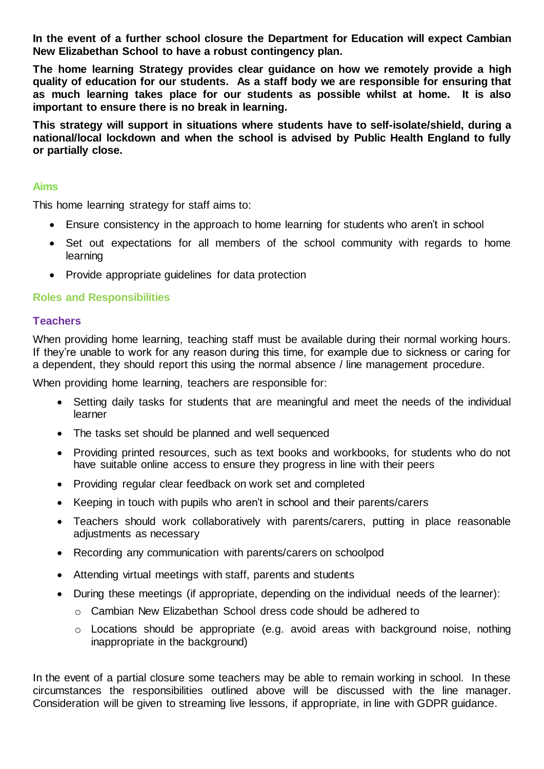**In the event of a further school closure the Department for Education will expect Cambian New Elizabethan School to have a robust contingency plan.**

**The home learning Strategy provides clear guidance on how we remotely provide a high quality of education for our students. As a staff body we are responsible for ensuring that as much learning takes place for our students as possible whilst at home. It is also important to ensure there is no break in learning.**

**This strategy will support in situations where students have to self-isolate/shield, during a national/local lockdown and when the school is advised by Public Health England to fully or partially close.**

## Aims

This home learning strategy for staff aims to:

- Ensure consistency in the approach to home learning for students who aren't in school
- Set out expectations for all members of the school community with regards to home learning
- Provide appropriate guidelines for data protection

## Roles and Responsibilities

### Teachers

When providing home learning, teaching staff must be available during their normal working hours. If they're unable to work for any reason during this time, for example due to sickness or caring for a dependent, they should report this using the normal absence / line management procedure.

When providing home learning, teachers are responsible for:

- Setting daily tasks for students that are meaningful and meet the needs of the individual learner
- The tasks set should be planned and well sequenced
- Providing printed resources, such as text books and workbooks, for students who do not have suitable online access to ensure they progress in line with their peers
- Providing regular clear feedback on work set and completed
- Keeping in touch with pupils who aren't in school and their parents/carers
- Teachers should work collaboratively with parents/carers, putting in place reasonable adjustments as necessary
- Recording any communication with parents/carers on schoolpod
- Attending virtual meetings with staff, parents and students
- During these meetings (if appropriate, depending on the individual needs of the learner):
  - Cambian New Elizabethan School dress code should be adhered to
  - Locations should be appropriate (e.g. avoid areas with background noise, nothing inappropriate in the background)

In the event of a partial closure some teachers may be able to remain working in school. In these circumstances the responsibilities outlined above will be discussed with the line manager. Consideration will be given to streaming live lessons, if appropriate, in line with GDPR guidance.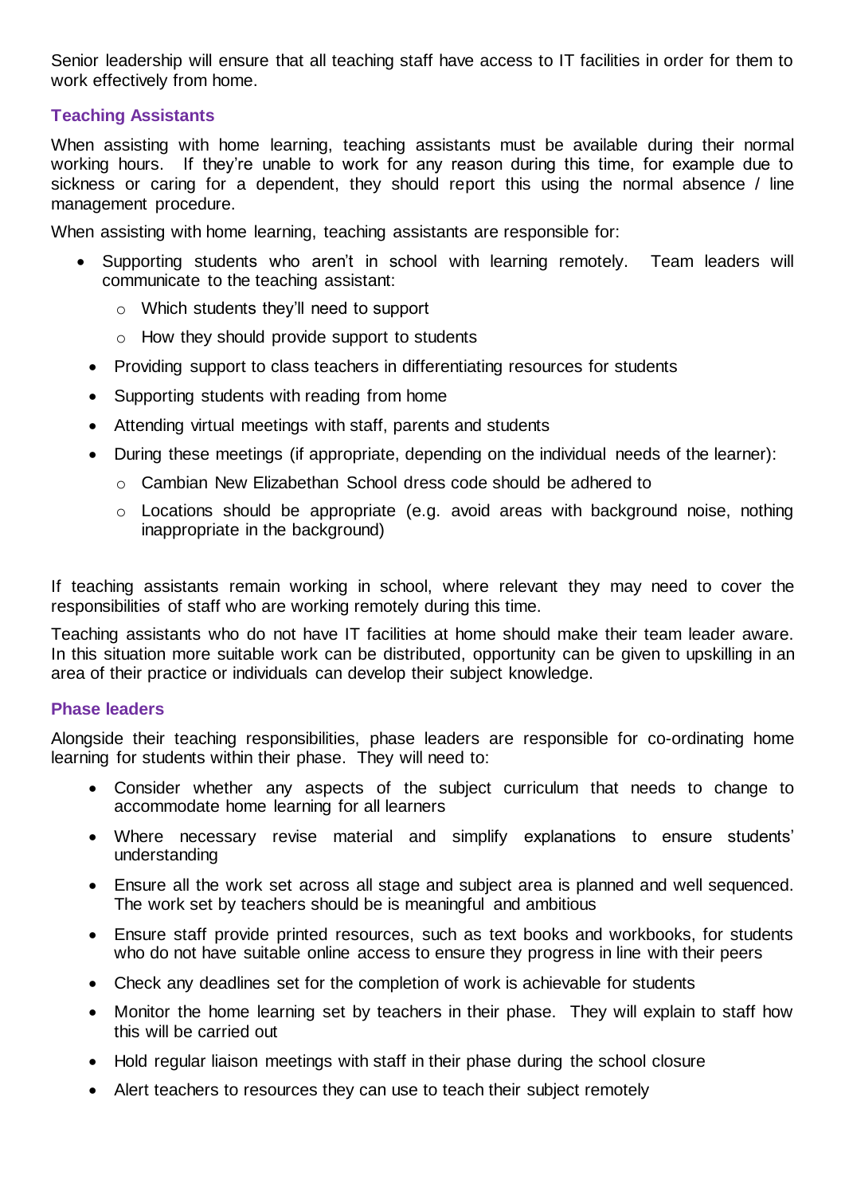Senior leadership will ensure that all teaching staff have access to IT facilities in order for them to work effectively from home.

### Teaching Assistants

When assisting with home learning, teaching assistants must be available during their normal working hours. If they're unable to work for any reason during this time, for example due to sickness or caring for a dependent, they should report this using the normal absence / line management procedure.

When assisting with home learning, teaching assistants are responsible for:

- Supporting students who aren't in school with learning remotely. Team leaders will communicate to the teaching assistant:
  - Which students they'll need to support
  - How they should provide support to students
- Providing support to class teachers in differentiating resources for students
- Supporting students with reading from home
- Attending virtual meetings with staff, parents and students
- During these meetings (if appropriate, depending on the individual needs of the learner):
  - Cambian New Elizabethan School dress code should be adhered to
  - Locations should be appropriate (e.g. avoid areas with background noise, nothing inappropriate in the background)

If teaching assistants remain working in school, where relevant they may need to cover the responsibilities of staff who are working remotely during this time.

Teaching assistants who do not have IT facilities at home should make their team leader aware. In this situation more suitable work can be distributed, opportunity can be given to upskilling in an area of their practice or individuals can develop their subject knowledge.

### Phase leaders

Alongside their teaching responsibilities, phase leaders are responsible for co-ordinating home learning for students within their phase. They will need to:

- Consider whether any aspects of the subject curriculum that needs to change to accommodate home learning for all learners
- Where necessary revise material and simplify explanations to ensure students' understanding
- Ensure all the work set across all stage and subject area is planned and well sequenced. The work set by teachers should be is meaningful and ambitious
- Ensure staff provide printed resources, such as text books and workbooks, for students who do not have suitable online access to ensure they progress in line with their peers
- Check any deadlines set for the completion of work is achievable for students
- Monitor the home learning set by teachers in their phase. They will explain to staff how this will be carried out
- Hold regular liaison meetings with staff in their phase during the school closure
- Alert teachers to resources they can use to teach their subject remotely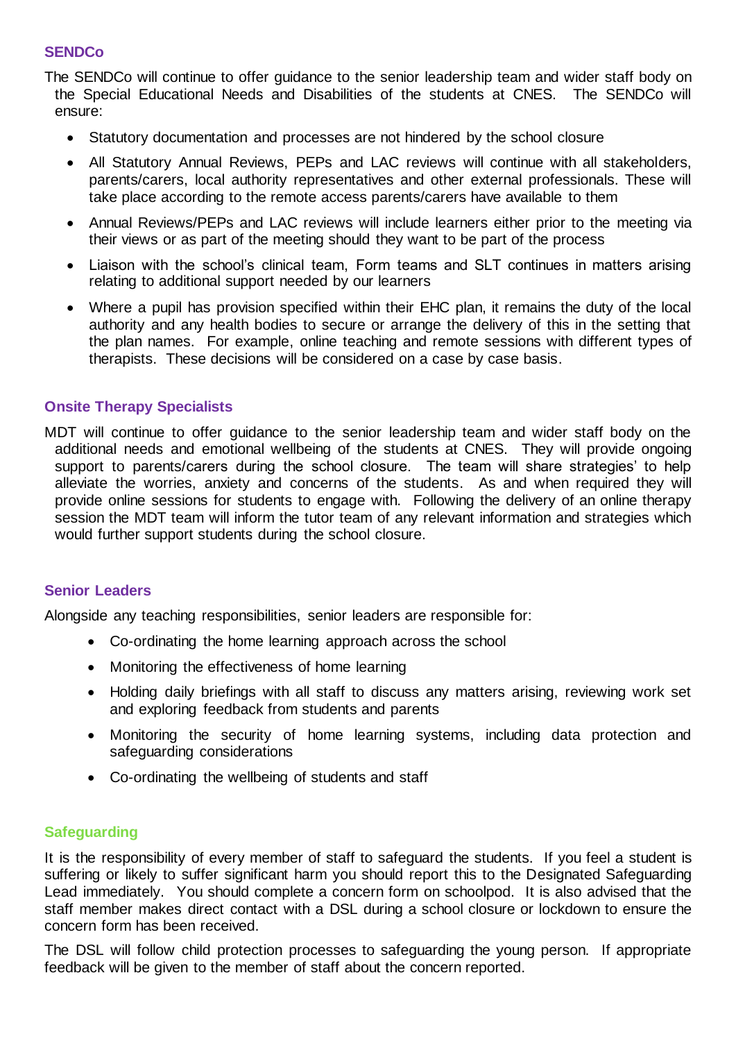## SENDCo

The SENDCo will continue to offer guidance to the senior leadership team and wider staff body on the Special Educational Needs and Disabilities of the students at CNES. The SENDCo will ensure:

- Statutory documentation and processes are not hindered by the school closure
- All Statutory Annual Reviews, PEPs and LAC reviews will continue with all stakeholders, parents/carers, local authority representatives and other external professionals. These will take place according to the remote access parents/carers have available to them
- Annual Reviews/PEPs and LAC reviews will include learners either prior to the meeting via their views or as part of the meeting should they want to be part of the process
- Liaison with the school's clinical team, Form teams and SLT continues in matters arising relating to additional support needed by our learners
- Where a pupil has provision specified within their EHC plan, it remains the duty of the local authority and any health bodies to secure or arrange the delivery of this in the setting that the plan names. For example, online teaching and remote sessions with different types of therapists. These decisions will be considered on a case by case basis.

## Onsite Therapy Specialists

MDT will continue to offer guidance to the senior leadership team and wider staff body on the additional needs and emotional wellbeing of the students at CNES. They will provide ongoing support to parents/carers during the school closure. The team will share strategies' to help alleviate the worries, anxiety and concerns of the students. As and when required they will provide online sessions for students to engage with. Following the delivery of an online therapy session the MDT team will inform the tutor team of any relevant information and strategies which would further support students during the school closure.

## Senior Leaders

Alongside any teaching responsibilities, senior leaders are responsible for:

- Co-ordinating the home learning approach across the school
- Monitoring the effectiveness of home learning
- Holding daily briefings with all staff to discuss any matters arising, reviewing work set and exploring feedback from students and parents
- Monitoring the security of home learning systems, including data protection and safeguarding considerations
- Co-ordinating the wellbeing of students and staff

## Safeguarding

It is the responsibility of every member of staff to safeguard the students. If you feel a student is suffering or likely to suffer significant harm you should report this to the Designated Safeguarding Lead immediately. You should complete a concern form on schoolpod. It is also advised that the staff member makes direct contact with a DSL during a school closure or lockdown to ensure the concern form has been received.

The DSL will follow child protection processes to safeguarding the young person. If appropriate feedback will be given to the member of staff about the concern reported.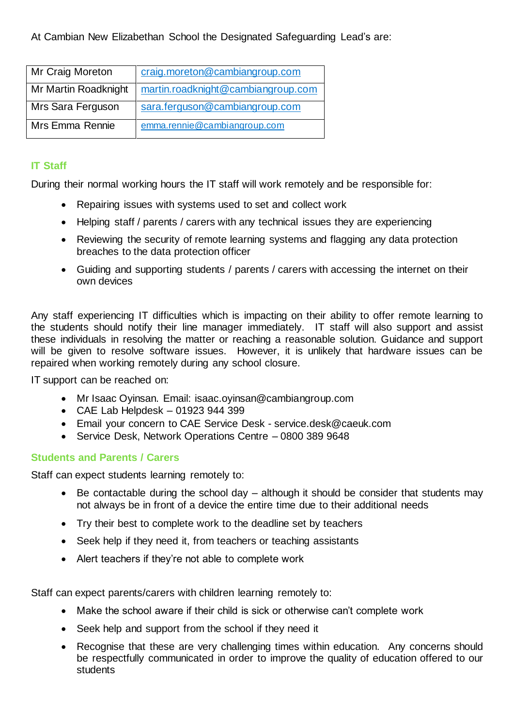At Cambian New Elizabethan School the Designated Safeguarding Lead's are:

| | |
|---|---|
| Mr Craig Moreton | craig.moreton@cambiangroup.com |
| Mr Martin Roadknight | martin.roadknight@cambiangroup.com |
| Mrs Sara Ferguson | sara.ferguson@cambiangroup.com |
| Mrs Emma Rennie | emma.rennie@cambiangroup.com |

### IT Staff

During their normal working hours the IT staff will work remotely and be responsible for:

- Repairing issues with systems used to set and collect work
- Helping staff / parents / carers with any technical issues they are experiencing
- Reviewing the security of remote learning systems and flagging any data protection breaches to the data protection officer
- Guiding and supporting students / parents / carers with accessing the internet on their own devices

Any staff experiencing IT difficulties which is impacting on their ability to offer remote learning to the students should notify their line manager immediately. IT staff will also support and assist these individuals in resolving the matter or reaching a reasonable solution. Guidance and support will be given to resolve software issues. However, it is unlikely that hardware issues can be repaired when working remotely during any school closure.

IT support can be reached on:

- Mr Isaac Oyinsan. Email: isaac.oyinsan@cambiangroup.com
- CAE Lab Helpdesk – 01923 944 399
- Email your concern to CAE Service Desk - service.desk@caeuk.com
- Service Desk, Network Operations Centre – 0800 389 9648

### Students and Parents / Carers

Staff can expect students learning remotely to:

- Be contactable during the school day – although it should be consider that students may not always be in front of a device the entire time due to their additional needs
- Try their best to complete work to the deadline set by teachers
- Seek help if they need it, from teachers or teaching assistants
- Alert teachers if they're not able to complete work

Staff can expect parents/carers with children learning remotely to:

- Make the school aware if their child is sick or otherwise can't complete work
- Seek help and support from the school if they need it
- Recognise that these are very challenging times within education. Any concerns should be respectfully communicated in order to improve the quality of education offered to our students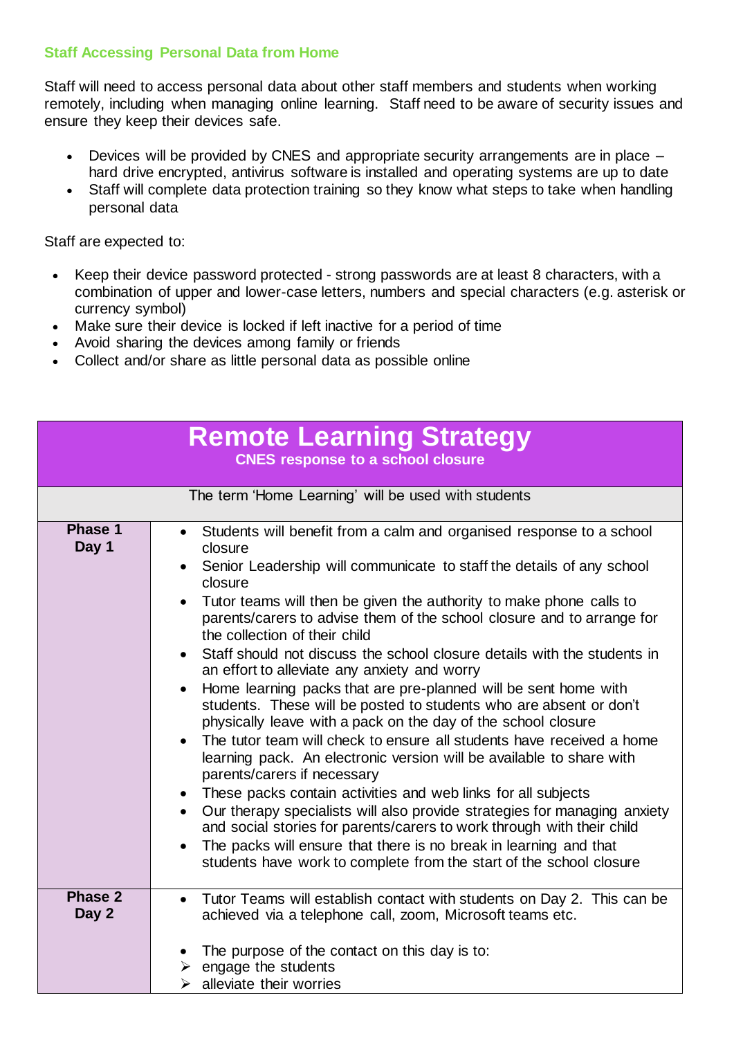### Staff Accessing Personal Data from Home

Staff will need to access personal data about other staff members and students when working remotely, including when managing online learning. Staff need to be aware of security issues and ensure they keep their devices safe.

- Devices will be provided by CNES and appropriate security arrangements are in place – hard drive encrypted, antivirus software is installed and operating systems are up to date
- Staff will complete data protection training so they know what steps to take when handling personal data

Staff are expected to:

- Keep their device password protected - strong passwords are at least 8 characters, with a combination of upper and lower-case letters, numbers and special characters (e.g. asterisk or currency symbol)
- Make sure their device is locked if left inactive for a period of time
- Avoid sharing the devices among family or friends
- Collect and/or share as little personal data as possible online

| **Remote Learning Strategy**<br>**CNES response to a school closure** | |
|---|---|
| The term 'Home Learning' will be used with students | |
| **Phase 1**<br>**Day 1** | • Students will benefit from a calm and organised response to a school closure<br>• Senior Leadership will communicate to staff the details of any school closure<br>• Tutor teams will then be given the authority to make phone calls to parents/carers to advise them of the school closure and to arrange for the collection of their child<br>• Staff should not discuss the school closure details with the students in an effort to alleviate any anxiety and worry<br>• Home learning packs that are pre-planned will be sent home with students. These will be posted to students who are absent or don't physically leave with a pack on the day of the school closure<br>• The tutor team will check to ensure all students have received a home learning pack. An electronic version will be available to share with parents/carers if necessary<br>• These packs contain activities and web links for all subjects<br>• Our therapy specialists will also provide strategies for managing anxiety and social stories for parents/carers to work through with their child<br>• The packs will ensure that there is no break in learning and that students have work to complete from the start of the school closure |
| **Phase 2**<br>**Day 2** | • Tutor Teams will establish contact with students on Day 2. This can be achieved via a telephone call, zoom, Microsoft teams etc.<br><br>• The purpose of the contact on this day is to:<br>➢ engage the students<br>➢ alleviate their worries |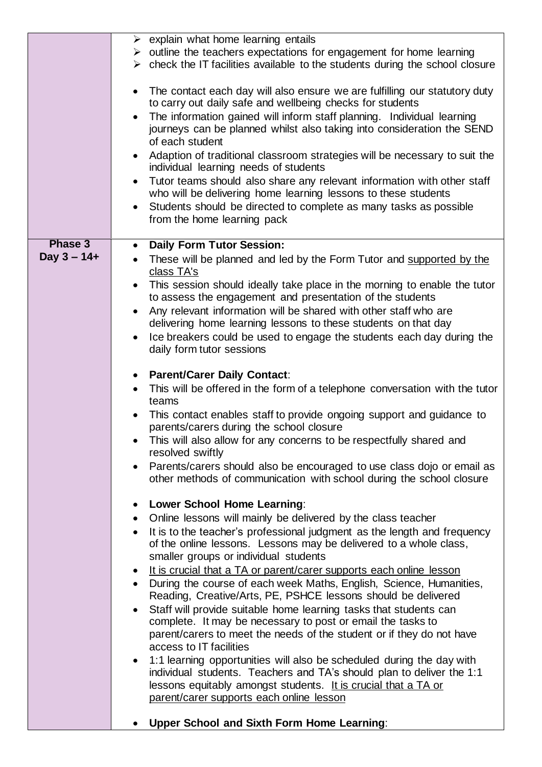| | |
|---|---|
| | ➢ explain what home learning entails<br>➢ outline the teachers expectations for engagement for home learning<br>➢ check the IT facilities available to the students during the school closure<br><br>• The contact each day will also ensure we are fulfilling our statutory duty to carry out daily safe and wellbeing checks for students<br>• The information gained will inform staff planning. Individual learning journeys can be planned whilst also taking into consideration the SEND of each student<br>• Adaption of traditional classroom strategies will be necessary to suit the individual learning needs of students<br>• Tutor teams should also share any relevant information with other staff who will be delivering home learning lessons to these students<br>• Students should be directed to complete as many tasks as possible from the home learning pack |
| **Phase 3**<br>**Day 3 – 14+** | • **Daily Form Tutor Session:**<br>• These will be planned and led by the Form Tutor and supported by the class TA's<br>• This session should ideally take place in the morning to enable the tutor to assess the engagement and presentation of the students<br>• Any relevant information will be shared with other staff who are delivering home learning lessons to these students on that day<br>• Ice breakers could be used to engage the students each day during the daily form tutor sessions<br><br>• **Parent/Carer Daily Contact**:<br>• This will be offered in the form of a telephone conversation with the tutor teams<br>• This contact enables staff to provide ongoing support and guidance to parents/carers during the school closure<br>• This will also allow for any concerns to be respectfully shared and resolved swiftly<br>• Parents/carers should also be encouraged to use class dojo or email as other methods of communication with school during the school closure<br><br>• **Lower School Home Learning**:<br>• Online lessons will mainly be delivered by the class teacher<br>• It is to the teacher's professional judgment as the length and frequency of the online lessons. Lessons may be delivered to a whole class, smaller groups or individual students<br>• It is crucial that a TA or parent/carer supports each online lesson<br>• During the course of each week Maths, English, Science, Humanities, Reading, Creative/Arts, PE, PSHCE lessons should be delivered<br>• Staff will provide suitable home learning tasks that students can complete. It may be necessary to post or email the tasks to parent/carers to meet the needs of the student or if they do not have access to IT facilities<br>• 1:1 learning opportunities will also be scheduled during the day with individual students. Teachers and TA's should plan to deliver the 1:1 lessons equitably amongst students. It is crucial that a TA or parent/carer supports each online lesson<br><br>• **Upper School and Sixth Form Home Learning**: |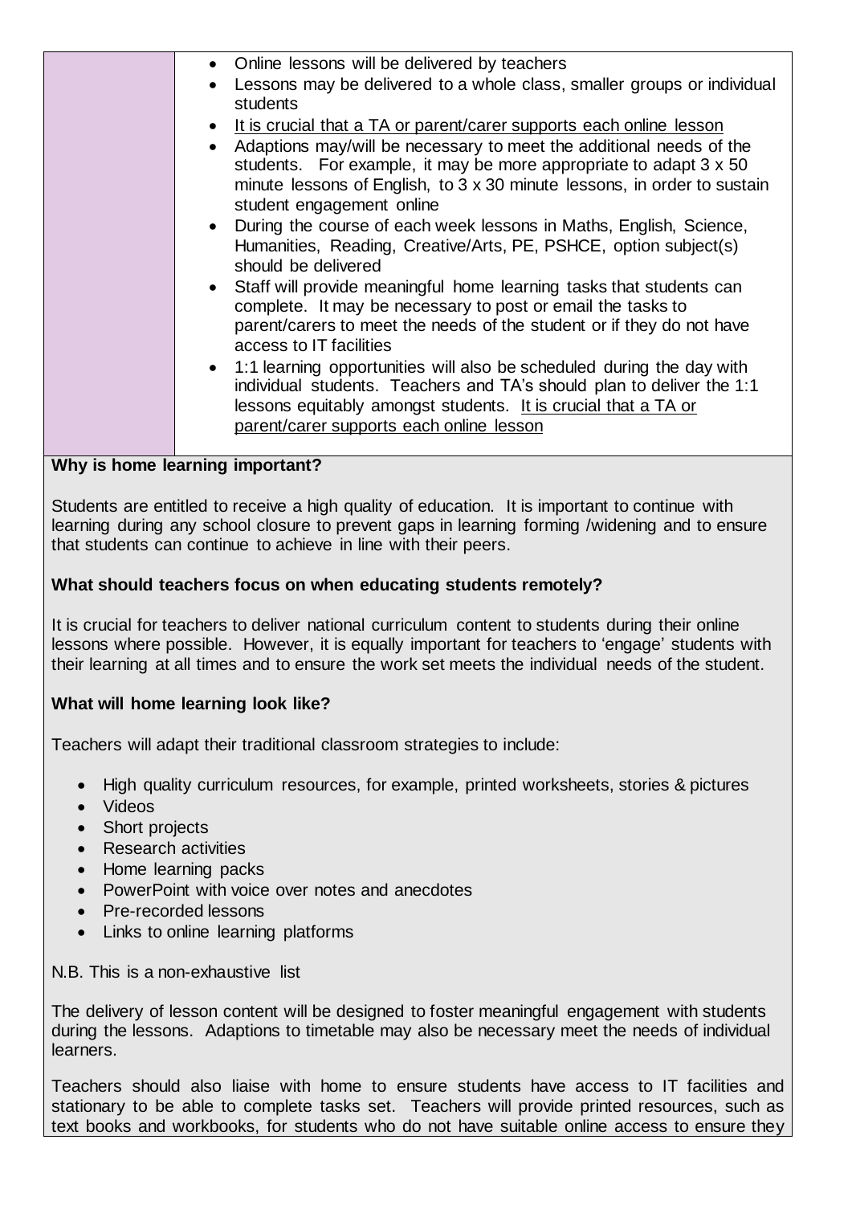| | <ul><li>Online lessons will be delivered by teachers</li><li>Lessons may be delivered to a whole class, smaller groups or individual students</li><li><u>It is crucial that a TA or parent/carer supports each online lesson</u></li><li>Adaptions may/will be necessary to meet the additional needs of the students. For example, it may be more appropriate to adapt 3 x 50 minute lessons of English, to 3 x 30 minute lessons, in order to sustain student engagement online</li><li>During the course of each week lessons in Maths, English, Science, Humanities, Reading, Creative/Arts, PE, PSHCE, option subject(s) should be delivered</li><li>Staff will provide meaningful home learning tasks that students can complete. It may be necessary to post or email the tasks to parent/carers to meet the needs of the student or if they do not have access to IT facilities</li><li>1:1 learning opportunities will also be scheduled during the day with individual students. Teachers and TA's should plan to deliver the 1:1 lessons equitably amongst students. <u>It is crucial that a TA or parent/carer supports each online lesson</u></li></ul> |
|---|---|

**Why is home learning important?**

Students are entitled to receive a high quality of education. It is important to continue with learning during any school closure to prevent gaps in learning forming /widening and to ensure that students can continue to achieve in line with their peers.

**What should teachers focus on when educating students remotely?**

It is crucial for teachers to deliver national curriculum content to students during their online lessons where possible. However, it is equally important for teachers to 'engage' students with their learning at all times and to ensure the work set meets the individual needs of the student.

**What will home learning look like?**

Teachers will adapt their traditional classroom strategies to include:

- High quality curriculum resources, for example, printed worksheets, stories & pictures
- Videos
- Short projects
- Research activities
- Home learning packs
- PowerPoint with voice over notes and anecdotes
- Pre-recorded lessons
- Links to online learning platforms

N.B. This is a non-exhaustive list

The delivery of lesson content will be designed to foster meaningful engagement with students during the lessons. Adaptions to timetable may also be necessary meet the needs of individual learners.

Teachers should also liaise with home to ensure students have access to IT facilities and stationary to be able to complete tasks set. Teachers will provide printed resources, such as text books and workbooks, for students who do not have suitable online access to ensure they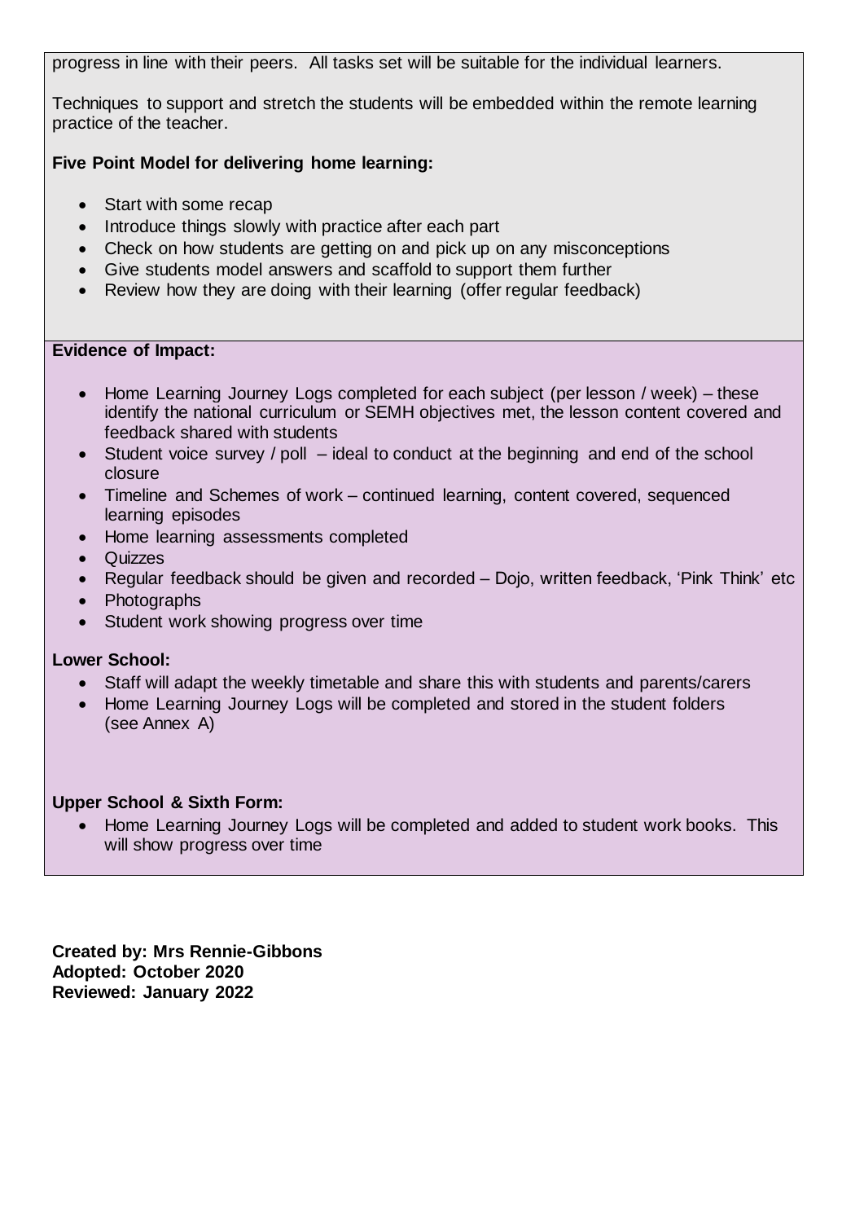progress in line with their peers. All tasks set will be suitable for the individual learners.

Techniques to support and stretch the students will be embedded within the remote learning practice of the teacher.

**Five Point Model for delivering home learning:**

- Start with some recap
- Introduce things slowly with practice after each part
- Check on how students are getting on and pick up on any misconceptions
- Give students model answers and scaffold to support them further
- Review how they are doing with their learning (offer regular feedback)

**Evidence of Impact:**

- Home Learning Journey Logs completed for each subject (per lesson / week) – these identify the national curriculum or SEMH objectives met, the lesson content covered and feedback shared with students
- Student voice survey / poll – ideal to conduct at the beginning and end of the school closure
- Timeline and Schemes of work – continued learning, content covered, sequenced learning episodes
- Home learning assessments completed
- Quizzes
- Regular feedback should be given and recorded – Dojo, written feedback, 'Pink Think' etc
- Photographs
- Student work showing progress over time

**Lower School:**

- Staff will adapt the weekly timetable and share this with students and parents/carers
- Home Learning Journey Logs will be completed and stored in the student folders (see Annex A)

**Upper School & Sixth Form:**

- Home Learning Journey Logs will be completed and added to student work books. This will show progress over time

**Created by: Mrs Rennie-Gibbons**
**Adopted: October 2020**
**Reviewed: January 2022**